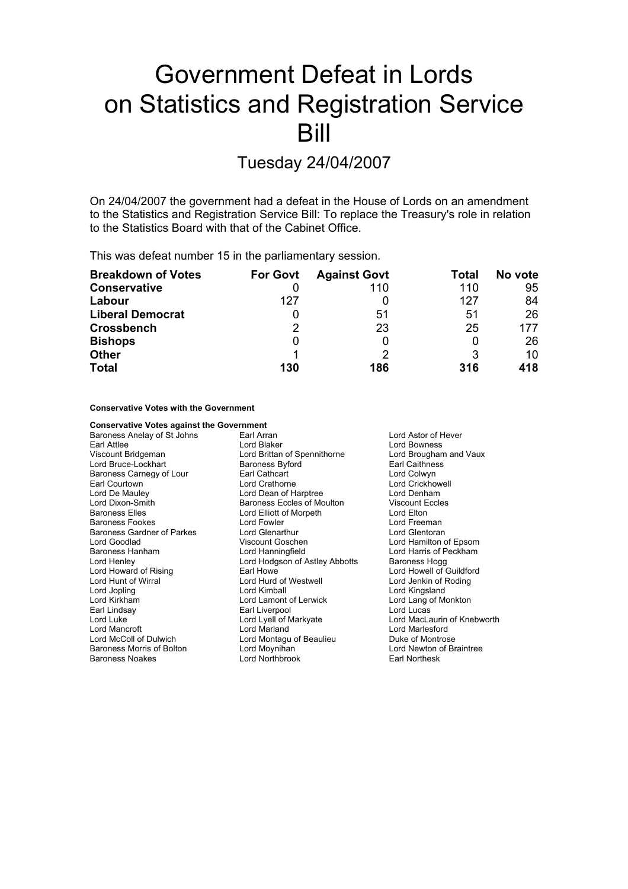# Government Defeat in Lords on Statistics and Registration Service Bill

## Tuesday 24/04/2007

On 24/04/2007 the government had a defeat in the House of Lords on an amendment to the Statistics and Registration Service Bill: To replace the Treasury's role in relation to the Statistics Board with that of the Cabinet Office.

This was defeat number 15 in the parliamentary session.

| Breakdown of Votes | For Govt | Against Govt | Total | No vote |
|---|---|---|---|---|
| **Conservative** | 0 | 110 | 110 | 95 |
| **Labour** | 127 | 0 | 127 | 84 |
| **Liberal Democrat** | 0 | 51 | 51 | 26 |
| **Crossbench** | 2 | 23 | 25 | 177 |
| **Bishops** | 0 | 0 | 0 | 26 |
| **Other** | 1 | 2 | 3 | 10 |
| **Total** | **130** | **186** | **316** | **418** |

**Conservative Votes with the Government**

**Conservative Votes against the Government**

| | | |
|---|---|---|
| Baroness Anelay of St Johns | Earl Arran | Lord Astor of Hever |
| Earl Attlee | Lord Blaker | Lord Bowness |
| Viscount Bridgeman | Lord Brittan of Spennithorne | Lord Brougham and Vaux |
| Lord Bruce-Lockhart | Baroness Byford | Earl Caithness |
| Baroness Carnegy of Lour | Earl Cathcart | Lord Colwyn |
| Earl Courtown | Lord Crathorne | Lord Crickhowell |
| Lord De Mauley | Lord Dean of Harptree | Lord Denham |
| Lord Dixon-Smith | Baroness Eccles of Moulton | Viscount Eccles |
| Baroness Elles | Lord Elliott of Morpeth | Lord Elton |
| Baroness Fookes | Lord Fowler | Lord Freeman |
| Baroness Gardner of Parkes | Lord Glenarthur | Lord Glentoran |
| Lord Goodlad | Viscount Goschen | Lord Hamilton of Epsom |
| Baroness Hanham | Lord Hanningfield | Lord Harris of Peckham |
| Lord Henley | Lord Hodgson of Astley Abbotts | Baroness Hogg |
| Lord Howard of Rising | Earl Howe | Lord Howell of Guildford |
| Lord Hunt of Wirral | Lord Hurd of Westwell | Lord Jenkin of Roding |
| Lord Jopling | Lord Kimball | Lord Kingsland |
| Lord Kirkham | Lord Lamont of Lerwick | Lord Lang of Monkton |
| Earl Lindsay | Earl Liverpool | Lord Lucas |
| Lord Luke | Lord Lyell of Markyate | Lord MacLaurin of Knebworth |
| Lord Mancroft | Lord Marland | Lord Marlesford |
| Lord McColl of Dulwich | Lord Montagu of Beaulieu | Duke of Montrose |
| Baroness Morris of Bolton | Lord Moynihan | Lord Newton of Braintree |
| Baroness Noakes | Lord Northbrook | Earl Northesk |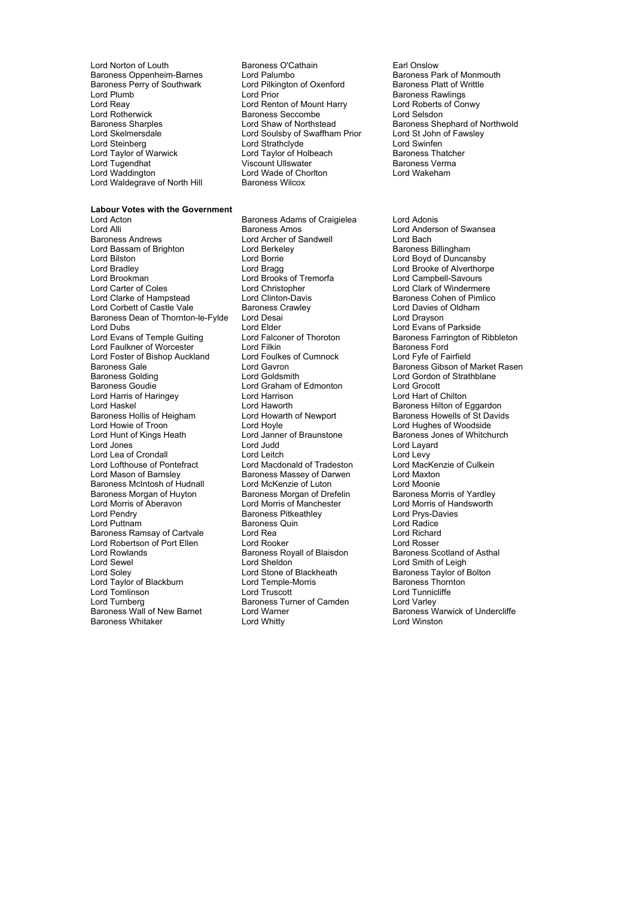Lord Norton of Louth
Baroness O'Cathain
Earl Onslow
Baroness Oppenheim-Barnes
Lord Palumbo
Baroness Park of Monmouth
Baroness Perry of Southwark
Lord Pilkington of Oxenford
Baroness Platt of Writtle
Lord Plumb
Lord Prior
Baroness Rawlings
Lord Reay
Lord Renton of Mount Harry
Lord Roberts of Conwy
Lord Rotherwick
Baroness Seccombe
Lord Selsdon
Baroness Sharples
Lord Shaw of Northstead
Baroness Shephard of Northwold
Lord Skelmersdale
Lord Soulsby of Swaffham Prior
Lord St John of Fawsley
Lord Steinberg
Lord Strathclyde
Lord Swinfen
Lord Taylor of Warwick
Lord Taylor of Holbeach
Baroness Thatcher
Lord Tugendhat
Viscount Ullswater
Baroness Verma
Lord Waddington
Lord Wade of Chorlton
Lord Wakeham
Lord Waldegrave of North Hill
Baroness Wilcox

**Labour Votes with the Government**

Lord Acton
Baroness Adams of Craigielea
Lord Adonis
Lord Alli
Baroness Amos
Lord Anderson of Swansea
Baroness Andrews
Lord Archer of Sandwell
Lord Bach
Lord Bassam of Brighton
Lord Berkeley
Baroness Billingham
Lord Bilston
Lord Borrie
Lord Boyd of Duncansby
Lord Bradley
Lord Bragg
Lord Brooke of Alverthorpe
Lord Brookman
Lord Brooks of Tremorfa
Lord Campbell-Savours
Lord Carter of Coles
Lord Christopher
Lord Clark of Windermere
Lord Clarke of Hampstead
Lord Clinton-Davis
Baroness Cohen of Pimlico
Lord Corbett of Castle Vale
Baroness Crawley
Lord Davies of Oldham
Baroness Dean of Thornton-le-Fylde
Lord Desai
Lord Drayson
Lord Dubs
Lord Elder
Lord Evans of Parkside
Lord Evans of Temple Guiting
Lord Falconer of Thoroton
Baroness Farrington of Ribbleton
Lord Faulkner of Worcester
Lord Filkin
Baroness Ford
Lord Foster of Bishop Auckland
Lord Foulkes of Cumnock
Lord Fyfe of Fairfield
Baroness Gale
Lord Gavron
Baroness Gibson of Market Rasen
Baroness Golding
Lord Goldsmith
Lord Gordon of Strathblane
Baroness Goudie
Lord Graham of Edmonton
Lord Grocott
Lord Harris of Haringey
Lord Harrison
Lord Hart of Chilton
Lord Haskel
Lord Haworth
Baroness Hilton of Eggardon
Baroness Hollis of Heigham
Lord Howarth of Newport
Baroness Howells of St Davids
Lord Howie of Troon
Lord Hoyle
Lord Hughes of Woodside
Lord Hunt of Kings Heath
Lord Janner of Braunstone
Baroness Jones of Whitchurch
Lord Jones
Lord Judd
Lord Layard
Lord Lea of Crondall
Lord Leitch
Lord Levy
Lord Lofthouse of Pontefract
Lord Macdonald of Tradeston
Lord MacKenzie of Culkein
Lord Mason of Barnsley
Baroness Massey of Darwen
Lord Maxton
Baroness McIntosh of Hudnall
Lord McKenzie of Luton
Lord Moonie
Baroness Morgan of Huyton
Baroness Morgan of Drefelin
Baroness Morris of Yardley
Lord Morris of Aberavon
Lord Morris of Manchester
Lord Morris of Handsworth
Lord Pendry
Baroness Pitkeathley
Lord Prys-Davies
Lord Puttnam
Baroness Quin
Lord Radice
Baroness Ramsay of Cartvale
Lord Rea
Lord Richard
Lord Robertson of Port Ellen
Lord Rooker
Lord Rosser
Lord Rowlands
Baroness Royall of Blaisdon
Baroness Scotland of Asthal
Lord Sewel
Lord Sheldon
Lord Smith of Leigh
Lord Soley
Lord Stone of Blackheath
Baroness Taylor of Bolton
Lord Taylor of Blackburn
Lord Temple-Morris
Baroness Thornton
Lord Tomlinson
Lord Truscott
Lord Tunnicliffe
Lord Turnberg
Baroness Turner of Camden
Lord Varley
Baroness Wall of New Barnet
Lord Warner
Baroness Warwick of Undercliffe
Baroness Whitaker
Lord Whitty
Lord Winston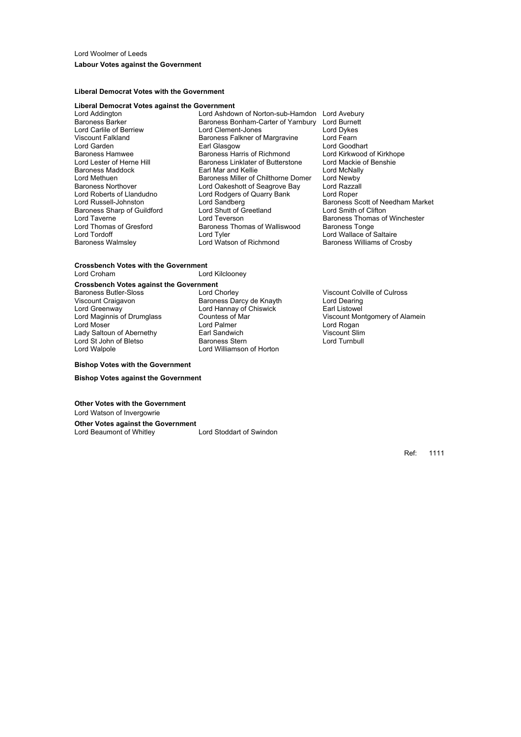Lord Woolmer of Leeds

**Labour Votes against the Government**

**Liberal Democrat Votes with the Government**

**Liberal Democrat Votes against the Government**

Lord Addington
Lord Ashdown of Norton-sub-Hamdon
Lord Avebury
Baroness Barker
Baroness Bonham-Carter of Yarnbury
Lord Burnett
Lord Carlile of Berriew
Lord Clement-Jones
Lord Dykes
Viscount Falkland
Baroness Falkner of Margravine
Lord Fearn
Lord Garden
Earl Glasgow
Lord Goodhart
Baroness Hamwee
Baroness Harris of Richmond
Lord Kirkwood of Kirkhope
Lord Lester of Herne Hill
Baroness Linklater of Butterstone
Lord Mackie of Benshie
Baroness Maddock
Earl Mar and Kellie
Lord McNally
Lord Methuen
Baroness Miller of Chilthorne Domer
Lord Newby
Baroness Northover
Lord Oakeshott of Seagrove Bay
Lord Razzall
Lord Roberts of Llandudno
Lord Rodgers of Quarry Bank
Lord Roper
Lord Russell-Johnston
Lord Sandberg
Baroness Scott of Needham Market
Baroness Sharp of Guildford
Lord Shutt of Greetland
Lord Smith of Clifton
Lord Taverne
Lord Teverson
Baroness Thomas of Winchester
Lord Thomas of Gresford
Baroness Thomas of Walliswood
Baroness Tonge
Lord Tordoff
Lord Tyler
Lord Wallace of Saltaire
Baroness Walmsley
Lord Watson of Richmond
Baroness Williams of Crosby

**Crossbench Votes with the Government**

Lord Croham
Lord Kilclooney

**Crossbench Votes against the Government**

Baroness Butler-Sloss
Lord Chorley
Viscount Colville of Culross
Viscount Craigavon
Baroness Darcy de Knayth
Lord Dearing
Lord Greenway
Lord Hannay of Chiswick
Earl Listowel
Lord Maginnis of Drumglass
Countess of Mar
Viscount Montgomery of Alamein
Lord Moser
Lord Palmer
Lord Rogan
Lady Saltoun of Abernethy
Earl Sandwich
Viscount Slim
Lord St John of Bletso
Baroness Stern
Lord Turnbull
Lord Walpole
Lord Williamson of Horton

**Bishop Votes with the Government**

**Bishop Votes against the Government**

**Other Votes with the Government**

Lord Watson of Invergowrie

**Other Votes against the Government**

Lord Beaumont of Whitley
Lord Stoddart of Swindon

Ref: 1111